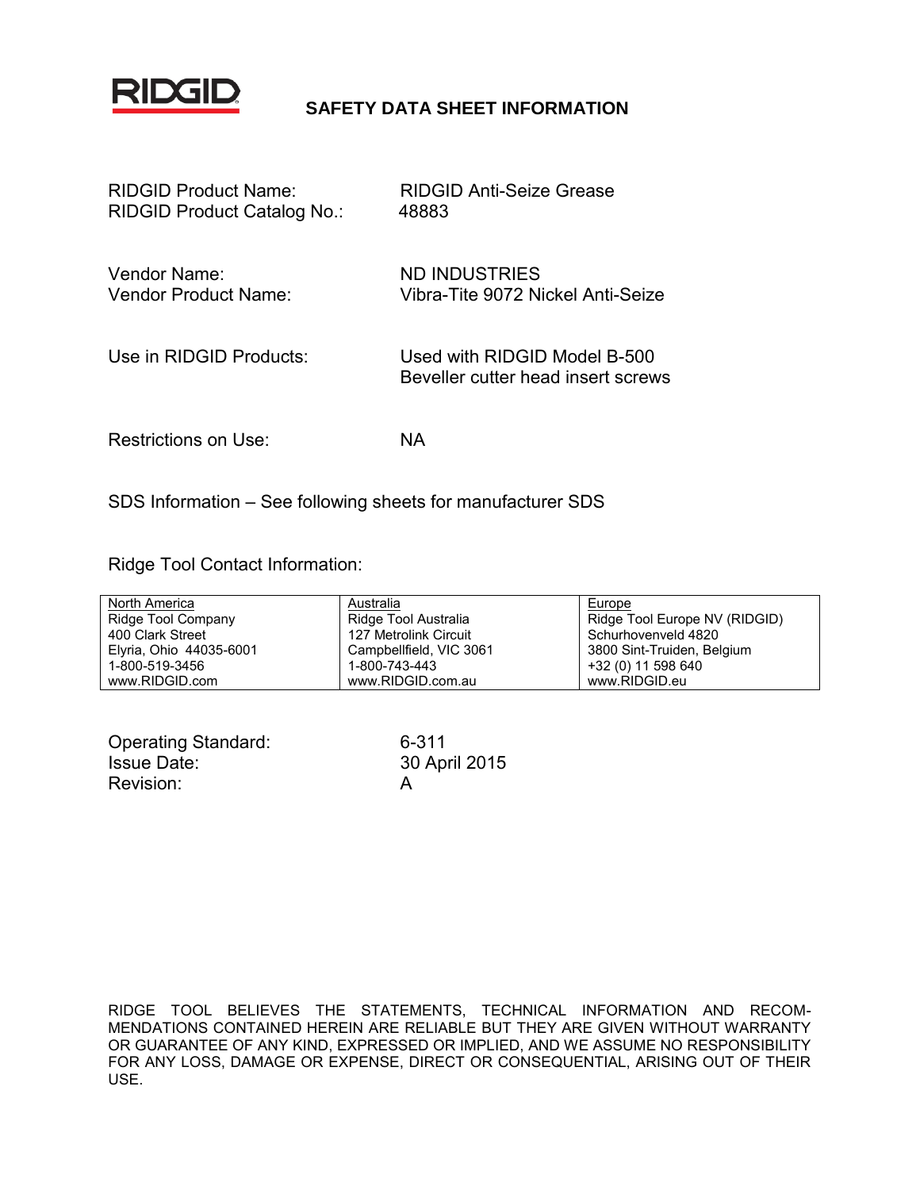RIDGID

# SAFETY DATA SHEET INFORMATION

RIDGID Product Name: RIDGID Anti-Seize Grease
RIDGID Product Catalog No.: 48883

Vendor Name: ND INDUSTRIES
Vendor Product Name: Vibra-Tite 9072 Nickel Anti-Seize

Use in RIDGID Products: Used with RIDGID Model B-500 Beveller cutter head insert screws

Restrictions on Use: NA

SDS Information – See following sheets for manufacturer SDS

Ridge Tool Contact Information:

| North America | Australia | Europe |
|---|---|---|
| Ridge Tool Company | Ridge Tool Australia | Ridge Tool Europe NV (RIDGID) |
| 400 Clark Street | 127 Metrolink Circuit | Schurhovenveld 4820 |
| Elyria, Ohio 44035-6001 | Campbellfield, VIC 3061 | 3800 Sint-Truiden, Belgium |
| 1-800-519-3456 | 1-800-743-443 | +32 (0) 11 598 640 |
| www.RIDGID.com | www.RIDGID.com.au | www.RIDGID.eu |

Operating Standard: 6-311
Issue Date: 30 April 2015
Revision: A

RIDGE TOOL BELIEVES THE STATEMENTS, TECHNICAL INFORMATION AND RECOMMENDATIONS CONTAINED HEREIN ARE RELIABLE BUT THEY ARE GIVEN WITHOUT WARRANTY OR GUARANTEE OF ANY KIND, EXPRESSED OR IMPLIED, AND WE ASSUME NO RESPONSIBILITY FOR ANY LOSS, DAMAGE OR EXPENSE, DIRECT OR CONSEQUENTIAL, ARISING OUT OF THEIR USE.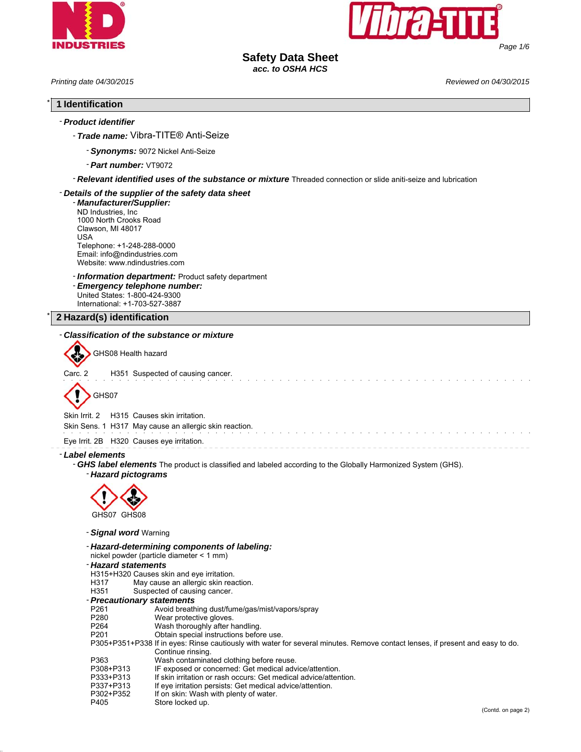# Safety Data Sheet

*acc. to OSHA HCS*

*Printing date 04/30/2015* *Reviewed on 04/30/2015*

## 1 Identification

- ***Product identifier***
  - ***Trade name:*** Vibra-TITE® Anti-Seize
    - ***Synonyms:*** 9072 Nickel Anti-Seize
    - ***Part number:*** VT9072
  - ***Relevant identified uses of the substance or mixture*** Threaded connection or slide aniti-seize and lubrication
- ***Details of the supplier of the safety data sheet***
  - ***Manufacturer/Supplier:***
    ND Industries, Inc
    1000 North Crooks Road
    Clawson, MI 48017
    USA
    Telephone: +1-248-288-0000
    Email: info@ndindustries.com
    Website: www.ndindustries.com
  - ***Information department:*** Product safety department
  - ***Emergency telephone number:***
    United States: 1-800-424-9300
    International: +1-703-527-3887

## 2 Hazard(s) identification

- ***Classification of the substance or mixture***

GHS08 Health hazard

Carc. 2 H351 Suspected of causing cancer.

GHS07

Skin Irrit. 2 H315 Causes skin irritation.
Skin Sens. 1 H317 May cause an allergic skin reaction.

Eye Irrit. 2B H320 Causes eye irritation.

- ***Label elements***
  - ***GHS label elements*** The product is classified and labeled according to the Globally Harmonized System (GHS).
    - ***Hazard pictograms***

GHS07 GHS08

- ***Signal word*** Warning
- ***Hazard-determining components of labeling:***
  nickel powder (particle diameter < 1 mm)
- ***Hazard statements***

H315+H320 Causes skin and eye irritation.
H317 May cause an allergic skin reaction.
H351 Suspected of causing cancer.

- ***Precautionary statements***

| | |
|---|---|
| P261 | Avoid breathing dust/fume/gas/mist/vapors/spray |
| P280 | Wear protective gloves. |
| P264 | Wash thoroughly after handling. |
| P201 | Obtain special instructions before use. |
| P305+P351+P338 | If in eyes: Rinse cautiously with water for several minutes. Remove contact lenses, if present and easy to do. Continue rinsing. |
| P363 | Wash contaminated clothing before reuse. |
| P308+P313 | IF exposed or concerned: Get medical advice/attention. |
| P333+P313 | If skin irritation or rash occurs: Get medical advice/attention. |
| P337+P313 | If eye irritation persists: Get medical advice/attention. |
| P302+P352 | If on skin: Wash with plenty of water. |
| P405 | Store locked up. |

(Contd. on page 2)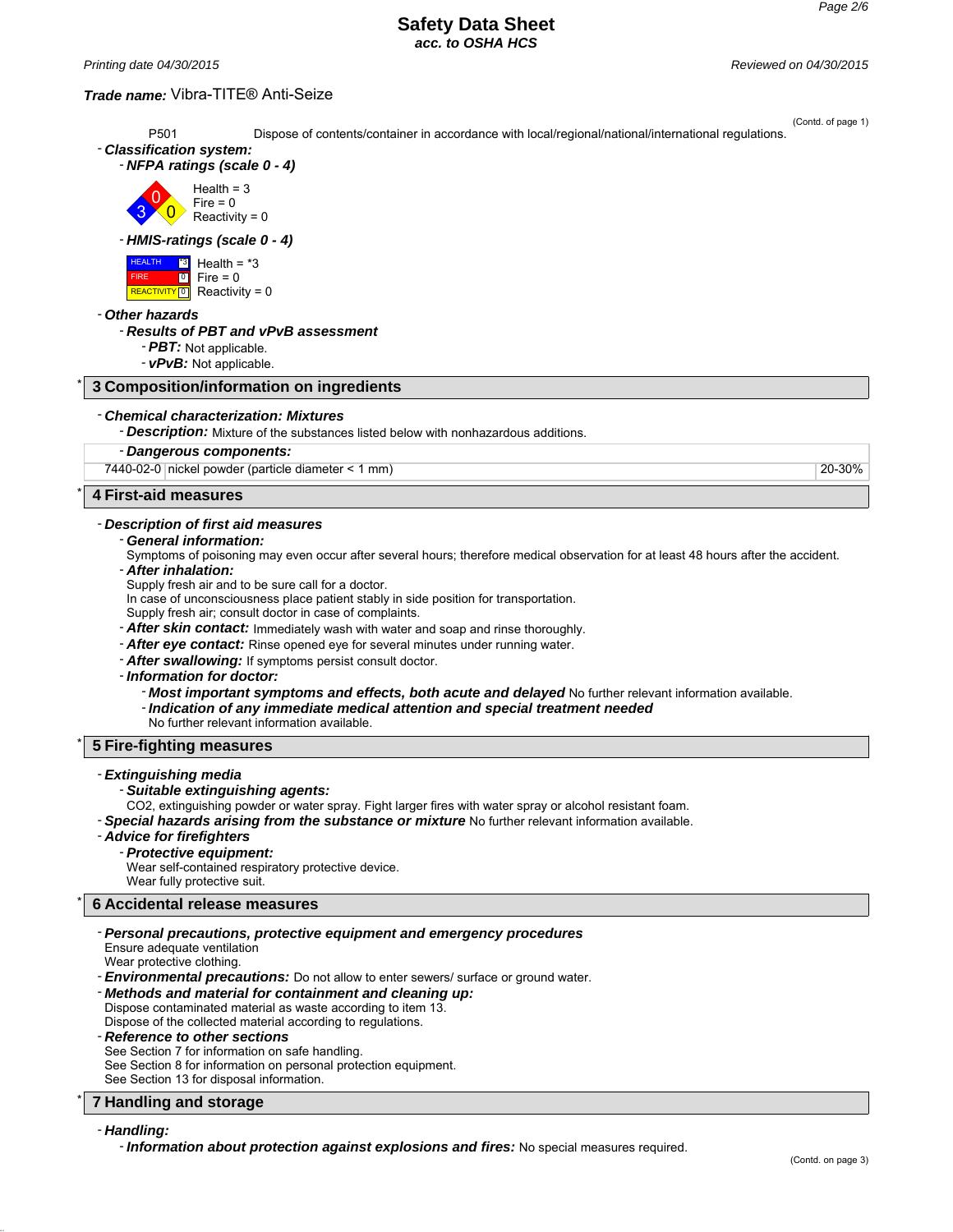**Trade name:** Vibra-TITE® Anti-Seize

(Contd. of page 1)

P501 Dispose of contents/container in accordance with local/regional/national/international regulations.

- ***Classification system:***
  - ***NFPA ratings (scale 0 - 4)***

    Health = 3
    Fire = 0
    Reactivity = 0

  - ***HMIS-ratings (scale 0 - 4)***

    | | |
    |---|---|
    | HEALTH | *3 |
    | FIRE | 0 |
    | REACTIVITY | 0 |

    Health = *3
    Fire = 0
    Reactivity = 0

- ***Other hazards***
  - ***Results of PBT and vPvB assessment***
    - ***PBT:*** Not applicable.
    - ***vPvB:*** Not applicable.

## * 3 Composition/information on ingredients

- ***Chemical characterization: Mixtures***
  - ***Description:*** Mixture of the substances listed below with nonhazardous additions.

| - **Dangerous components:** | | |
|---|---|---|
| 7440-02-0 | nickel powder (particle diameter < 1 mm) | 20-30% |

## * 4 First-aid measures

- ***Description of first aid measures***
  - ***General information:***
    Symptoms of poisoning may even occur after several hours; therefore medical observation for at least 48 hours after the accident.
  - ***After inhalation:***
    Supply fresh air and to be sure call for a doctor.
    In case of unconsciousness place patient stably in side position for transportation.
    Supply fresh air; consult doctor in case of complaints.
  - ***After skin contact:*** Immediately wash with water and soap and rinse thoroughly.
  - ***After eye contact:*** Rinse opened eye for several minutes under running water.
  - ***After swallowing:*** If symptoms persist consult doctor.
  - ***Information for doctor:***
    - ***Most important symptoms and effects, both acute and delayed*** No further relevant information available.
    - ***Indication of any immediate medical attention and special treatment needed***
      No further relevant information available.

## * 5 Fire-fighting measures

- ***Extinguishing media***
  - ***Suitable extinguishing agents:***
    CO2, extinguishing powder or water spray. Fight larger fires with water spray or alcohol resistant foam.
- ***Special hazards arising from the substance or mixture*** No further relevant information available.
- ***Advice for firefighters***
  - ***Protective equipment:***
    Wear self-contained respiratory protective device.
    Wear fully protective suit.

## * 6 Accidental release measures

- ***Personal precautions, protective equipment and emergency procedures***
  Ensure adequate ventilation
  Wear protective clothing.
- ***Environmental precautions:*** Do not allow to enter sewers/ surface or ground water.
- ***Methods and material for containment and cleaning up:***
  Dispose contaminated material as waste according to item 13.
  Dispose of the collected material according to regulations.
- ***Reference to other sections***
  See Section 7 for information on safe handling.
  See Section 8 for information on personal protection equipment.
  See Section 13 for disposal information.

## * 7 Handling and storage

- ***Handling:***
  - ***Information about protection against explosions and fires:*** No special measures required.

(Contd. on page 3)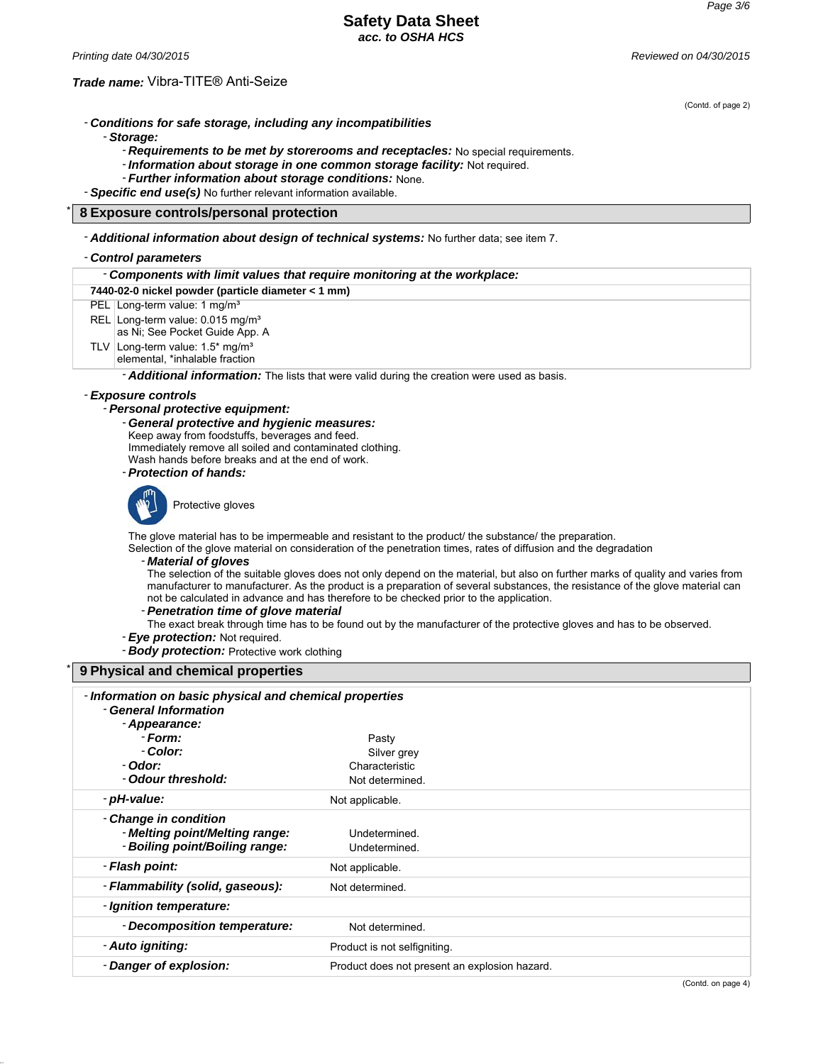Trade name: Vibra-TITE® Anti-Seize

(Contd. of page 2)

- **Conditions for safe storage, including any incompatibilities**
  - **Storage:**
    - **Requirements to be met by storerooms and receptacles:** No special requirements.
    - **Information about storage in one common storage facility:** Not required.
    - **Further information about storage conditions:** None.
- **Specific end use(s)** No further relevant information available.

## * 8 Exposure controls/personal protection

- **Additional information about design of technical systems:** No further data; see item 7.

- **Control parameters**

| - **Components with limit values that require monitoring at the workplace:** | |
|---|---|
| **7440-02-0 nickel powder (particle diameter < 1 mm)** | |
| PEL | Long-term value: 1 mg/m³ |
| REL | Long-term value: 0.015 mg/m³ as Ni; See Pocket Guide App. A |
| TLV | Long-term value: 1.5* mg/m³ elemental, *inhalable fraction |

- **Additional information:** The lists that were valid during the creation were used as basis.

- **Exposure controls**
  - **Personal protective equipment:**
    - **General protective and hygienic measures:**
      Keep away from foodstuffs, beverages and feed.
      Immediately remove all soiled and contaminated clothing.
      Wash hands before breaks and at the end of work.
    - **Protection of hands:**

      Protective gloves

      The glove material has to be impermeable and resistant to the product/ the substance/ the preparation.
      Selection of the glove material on consideration of the penetration times, rates of diffusion and the degradation
      - **Material of gloves**
        The selection of the suitable gloves does not only depend on the material, but also on further marks of quality and varies from manufacturer to manufacturer. As the product is a preparation of several substances, the resistance of the glove material can not be calculated in advance and has therefore to be checked prior to the application.
      - **Penetration time of glove material**
        The exact break through time has to be found out by the manufacturer of the protective gloves and has to be observed.
    - **Eye protection:** Not required.
    - **Body protection:** Protective work clothing

## * 9 Physical and chemical properties

| | |
|---|---|
| - **Information on basic physical and chemical properties** | |
| - **General Information** | |
| - **Appearance:** | |
| - **Form:** | Pasty |
| - **Color:** | Silver grey |
| - **Odor:** | Characteristic |
| - **Odour threshold:** | Not determined. |
| - **pH-value:** | Not applicable. |
| - **Change in condition** | |
| - **Melting point/Melting range:** | Undetermined. |
| - **Boiling point/Boiling range:** | Undetermined. |
| - **Flash point:** | Not applicable. |
| - **Flammability (solid, gaseous):** | Not determined. |
| - **Ignition temperature:** | |
| - **Decomposition temperature:** | Not determined. |
| - **Auto igniting:** | Product is not selfigniting. |
| - **Danger of explosion:** | Product does not present an explosion hazard. |

(Contd. on page 4)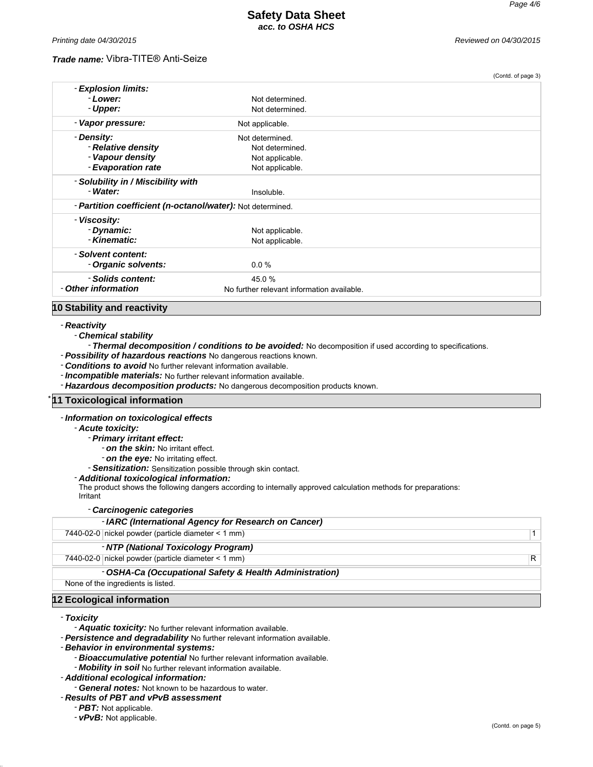*Trade name:* Vibra-TITE® Anti-Seize

(Contd. of page 3)

| | |
|---|---|
| - ***Explosion limits:*** | |
| - ***Lower:*** | Not determined. |
| - ***Upper:*** | Not determined. |
| - ***Vapor pressure:*** | Not applicable. |
| - ***Density:*** | Not determined. |
| - ***Relative density*** | Not determined. |
| - ***Vapour density*** | Not applicable. |
| - ***Evaporation rate*** | Not applicable. |
| - ***Solubility in / Miscibility with*** | |
| - ***Water:*** | Insoluble. |
| - ***Partition coefficient (n-octanol/water):*** | Not determined. |
| - ***Viscosity:*** | |
| - ***Dynamic:*** | Not applicable. |
| - ***Kinematic:*** | Not applicable. |
| - ***Solvent content:*** | |
| - ***Organic solvents:*** | 0.0 % |
| - ***Solids content:*** | 45.0 % |
| - ***Other information*** | No further relevant information available. |

## 10 Stability and reactivity

- ***Reactivity***
  - ***Chemical stability***
    - ***Thermal decomposition / conditions to be avoided:*** No decomposition if used according to specifications.
- ***Possibility of hazardous reactions*** No dangerous reactions known.
- ***Conditions to avoid*** No further relevant information available.
- ***Incompatible materials:*** No further relevant information available.
- ***Hazardous decomposition products:*** No dangerous decomposition products known.

## * 11 Toxicological information

- ***Information on toxicological effects***
  - ***Acute toxicity:***
    - ***Primary irritant effect:***
      - ***on the skin:*** No irritant effect.
      - ***on the eye:*** No irritating effect.
    - ***Sensitization:*** Sensitization possible through skin contact.
  - ***Additional toxicological information:***

    The product shows the following dangers according to internally approved calculation methods for preparations:
    Irritant

    - ***Carcinogenic categories***

| | | |
|---|---|---|
| - ***IARC (International Agency for Research on Cancer)*** | | |
| 7440-02-0 | nickel powder (particle diameter < 1 mm) | 1 |
| - ***NTP (National Toxicology Program)*** | | |
| 7440-02-0 | nickel powder (particle diameter < 1 mm) | R |
| - ***OSHA-Ca (Occupational Safety & Health Administration)*** | | |
| None of the ingredients is listed. | | |

## 12 Ecological information

- ***Toxicity***
  - ***Aquatic toxicity:*** No further relevant information available.
- ***Persistence and degradability*** No further relevant information available.
- ***Behavior in environmental systems:***
  - ***Bioaccumulative potential*** No further relevant information available.
  - ***Mobility in soil*** No further relevant information available.
- ***Additional ecological information:***
  - ***General notes:*** Not known to be hazardous to water.
- ***Results of PBT and vPvB assessment***
  - ***PBT:*** Not applicable.
  - ***vPvB:*** Not applicable.

(Contd. on page 5)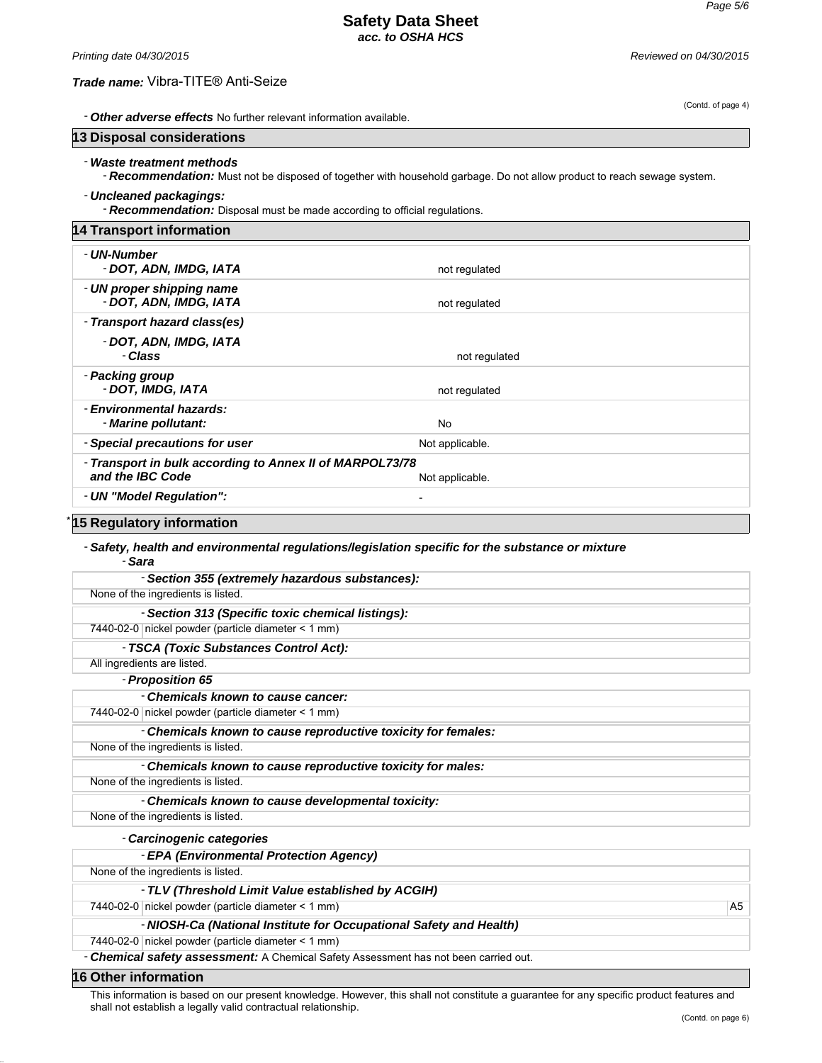(Contd. of page 4)

- **Other adverse effects** No further relevant information available.

## 13 Disposal considerations

- **Waste treatment methods**
  - **Recommendation:** Must not be disposed of together with household garbage. Do not allow product to reach sewage system.
- **Uncleaned packagings:**
  - **Recommendation:** Disposal must be made according to official regulations.

## 14 Transport information

| | |
|---|---|
| - **UN-Number**<br>- **DOT, ADN, IMDG, IATA** | not regulated |
| - **UN proper shipping name**<br>- **DOT, ADN, IMDG, IATA** | not regulated |
| - **Transport hazard class(es)**<br>- **DOT, ADN, IMDG, IATA**<br>- **Class** | not regulated |
| - **Packing group**<br>- **DOT, IMDG, IATA** | not regulated |
| - **Environmental hazards:**<br>- **Marine pollutant:** | No |
| - **Special precautions for user** | Not applicable. |
| - **Transport in bulk according to Annex II of MARPOL73/78 and the IBC Code** | Not applicable. |
| - **UN "Model Regulation":** | - |

## * 15 Regulatory information

- **Safety, health and environmental regulations/legislation specific for the substance or mixture**
  - **Sara**

**- Section 355 (extremely hazardous substances):**

None of the ingredients is listed.

**- Section 313 (Specific toxic chemical listings):**

| | |
|---|---|
| 7440-02-0 | nickel powder (particle diameter < 1 mm) |

**- TSCA (Toxic Substances Control Act):**

All ingredients are listed.

- **Proposition 65**

**- Chemicals known to cause cancer:**

| | |
|---|---|
| 7440-02-0 | nickel powder (particle diameter < 1 mm) |

**- Chemicals known to cause reproductive toxicity for females:**

None of the ingredients is listed.

**- Chemicals known to cause reproductive toxicity for males:**

None of the ingredients is listed.

**- Chemicals known to cause developmental toxicity:**

None of the ingredients is listed.

- **Carcinogenic categories**

**- EPA (Environmental Protection Agency)**

None of the ingredients is listed.

**- TLV (Threshold Limit Value established by ACGIH)**

| | | |
|---|---|---|
| 7440-02-0 | nickel powder (particle diameter < 1 mm) | A5 |

**- NIOSH-Ca (National Institute for Occupational Safety and Health)**

| | |
|---|---|
| 7440-02-0 | nickel powder (particle diameter < 1 mm) |

- **Chemical safety assessment:** A Chemical Safety Assessment has not been carried out.

## 16 Other information

This information is based on our present knowledge. However, this shall not constitute a guarantee for any specific product features and shall not establish a legally valid contractual relationship.

(Contd. on page 6)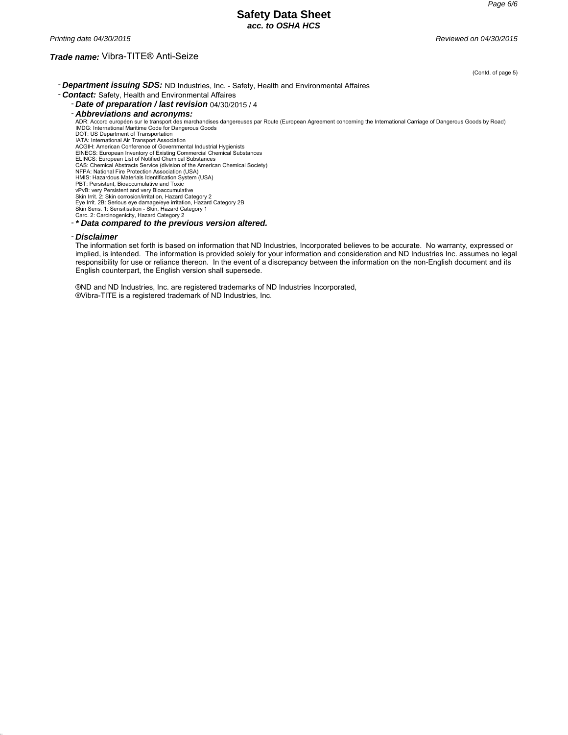# Safety Data Sheet
*acc. to OSHA HCS*

*Printing date 04/30/2015* *Reviewed on 04/30/2015*

***Trade name:*** Vibra-TITE® Anti-Seize

(Contd. of page 5)

- ***Department issuing SDS:*** ND Industries, Inc. - Safety, Health and Environmental Affaires
- ***Contact:*** Safety, Health and Environmental Affaires
  - ***Date of preparation / last revision*** 04/30/2015 / 4
  - ***Abbreviations and acronyms:***
    ADR: Accord européen sur le transport des marchandises dangereuses par Route (European Agreement concerning the International Carriage of Dangerous Goods by Road)
    IMDG: International Maritime Code for Dangerous Goods
    DOT: US Department of Transportation
    IATA: International Air Transport Association
    ACGIH: American Conference of Governmental Industrial Hygienists
    EINECS: European Inventory of Existing Commercial Chemical Substances
    ELINCS: European List of Notified Chemical Substances
    CAS: Chemical Abstracts Service (division of the American Chemical Society)
    NFPA: National Fire Protection Association (USA)
    HMIS: Hazardous Materials Identification System (USA)
    PBT: Persistent, Bioaccumulative and Toxic
    vPvB: very Persistent and very Bioaccumulative
    Skin Irrit. 2: Skin corrosion/irritation, Hazard Category 2
    Eye Irrit. 2B: Serious eye damage/eye irritation, Hazard Category 2B
    Skin Sens. 1: Sensitisation - Skin, Hazard Category 1
    Carc. 2: Carcinogenicity, Hazard Category 2
  - ***\* Data compared to the previous version altered.***
  - ***Disclaimer***
    The information set forth is based on information that ND Industries, Incorporated believes to be accurate. No warranty, expressed or implied, is intended. The information is provided solely for your information and consideration and ND Industries Inc. assumes no legal responsibility for use or reliance thereon. In the event of a discrepancy between the information on the non-English document and its English counterpart, the English version shall supersede.

    ®ND and ND Industries, Inc. are registered trademarks of ND Industries Incorporated,
    ®Vibra-TITE is a registered trademark of ND Industries, Inc.